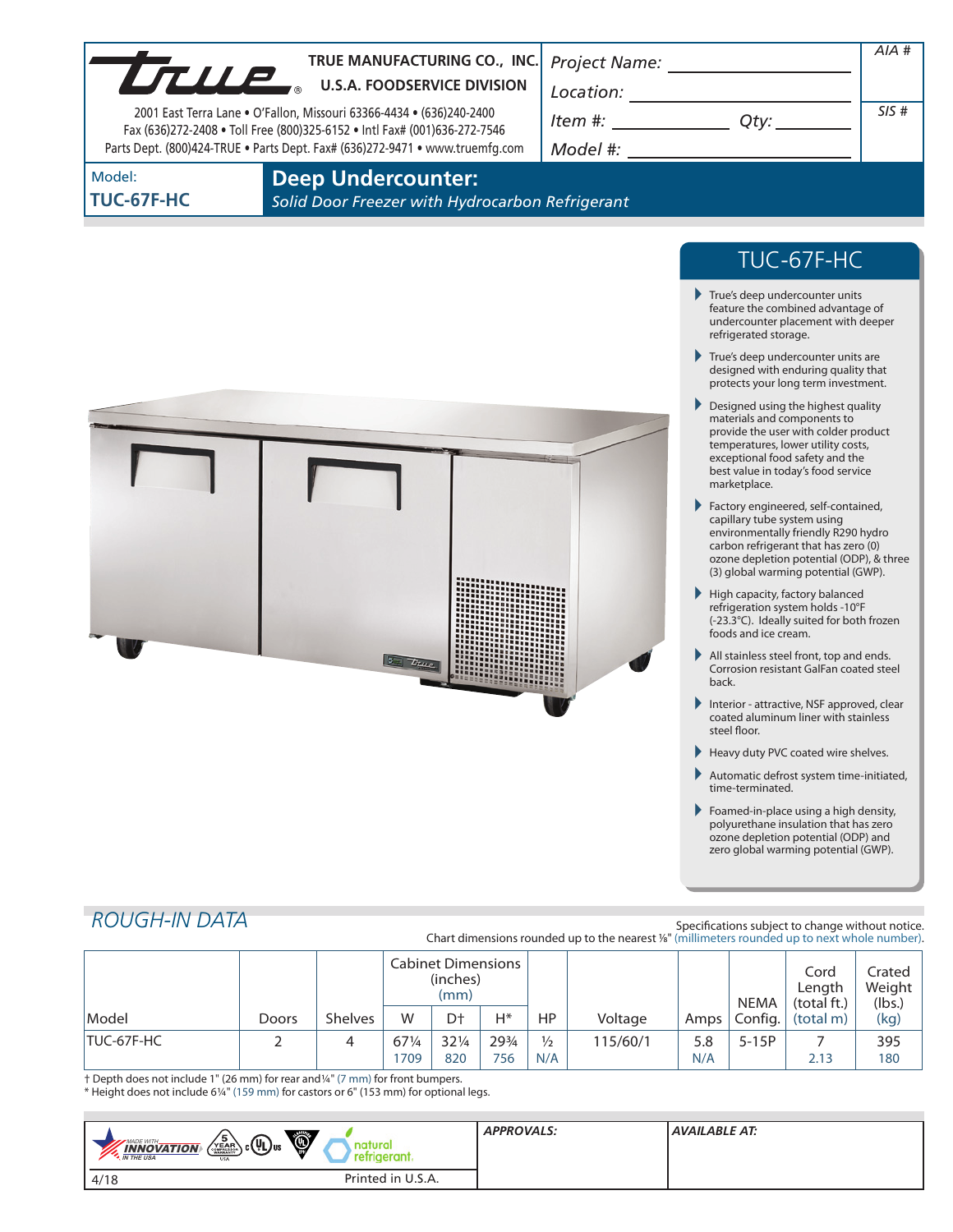**TRUE MANUFACTURING CO., INC.**
**U.S.A. FOODSERVICE DIVISION**

2001 East Terra Lane • O'Fallon, Missouri 63366-4434 • (636)240-2400
Fax (636)272-2408 • Toll Free (800)325-6152 • Intl Fax# (001)636-272-7546
Parts Dept. (800)424-TRUE • Parts Dept. Fax# (636)272-9471 • www.truemfg.com

Project Name: ____________________

Location: ____________________

Item #: ____________ Qty: ________

Model #: ____________________

AIA #

SIS #

Model:
**TUC-67F-HC**

# Deep Undercounter:

*Solid Door Freezer with Hydrocarbon Refrigerant*

## TUC-67F-HC

- True's deep undercounter units feature the combined advantage of undercounter placement with deeper refrigerated storage.
- True's deep undercounter units are designed with enduring quality that protects your long term investment.
- Designed using the highest quality materials and components to provide the user with colder product temperatures, lower utility costs, exceptional food safety and the best value in today's food service marketplace.
- Factory engineered, self-contained, capillary tube system using environmentally friendly R290 hydro carbon refrigerant that has zero (0) ozone depletion potential (ODP), & three (3) global warming potential (GWP).
- High capacity, factory balanced refrigeration system holds -10°F (-23.3°C). Ideally suited for both frozen foods and ice cream.
- All stainless steel front, top and ends. Corrosion resistant GalFan coated steel back.
- Interior - attractive, NSF approved, clear coated aluminum liner with stainless steel floor.
- Heavy duty PVC coated wire shelves.
- Automatic defrost system time-initiated, time-terminated.
- Foamed-in-place using a high density, polyurethane insulation that has zero ozone depletion potential (ODP) and zero global warming potential (GWP).

## ROUGH-IN DATA

Specifications subject to change without notice.
Chart dimensions rounded up to the nearest ⅛" (millimeters rounded up to next whole number).

| Model | Doors | Shelves | Cabinet Dimensions (inches) (mm) | | | HP | Voltage | Amps | NEMA Config. | Cord Length (total ft.) (total m) | Crated Weight (lbs.) (kg) |
|---|---|---|---|---|---|---|---|---|---|---|---|
| | | | W | D† | H* | | | | | | |
| TUC-67F-HC | 2 | 4 | 67¼ 1709 | 32¼ 820 | 29¾ 756 | ½ N/A | 115/60/1 | 5.8 N/A | 5-15P | 7 2.13 | 395 180 |

† Depth does not include 1" (26 mm) for rear and ¼" (7 mm) for front bumpers.
* Height does not include 6¼" (159 mm) for castors or 6" (153 mm) for optional legs.

natural refrigerant.

| APPROVALS: | AVAILABLE AT: |
|---|---|
| | |

4/18 Printed in U.S.A.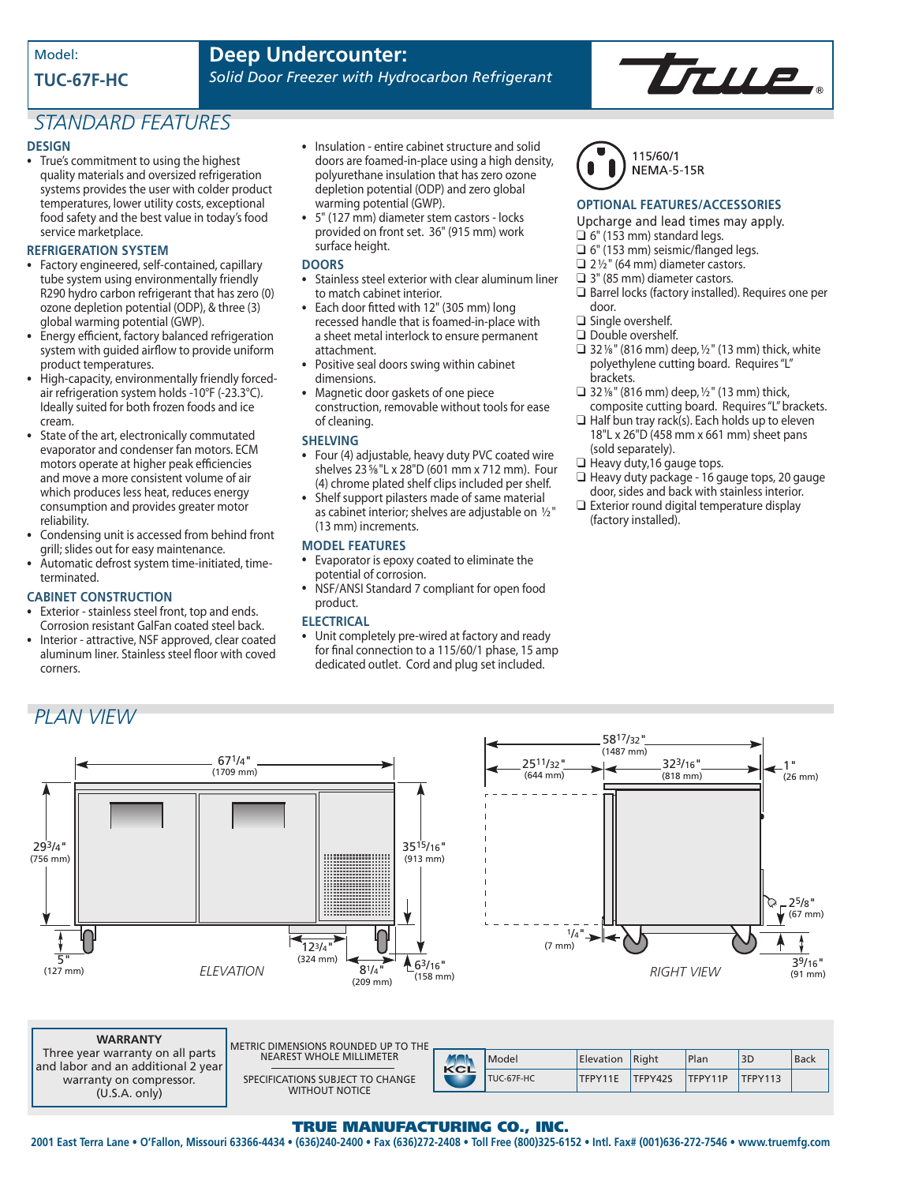Model:

**TUC-67F-HC**

# Deep Undercounter:

*Solid Door Freezer with Hydrocarbon Refrigerant*

## STANDARD FEATURES

### DESIGN

- True's commitment to using the highest quality materials and oversized refrigeration systems provides the user with colder product temperatures, lower utility costs, exceptional food safety and the best value in today's food service marketplace.

### REFRIGERATION SYSTEM

- Factory engineered, self-contained, capillary tube system using environmentally friendly R290 hydro carbon refrigerant that has zero (0) ozone depletion potential (ODP), & three (3) global warming potential (GWP).
- Energy efficient, factory balanced refrigeration system with guided airflow to provide uniform product temperatures.
- High-capacity, environmentally friendly forced-air refrigeration system holds -10°F (-23.3°C). Ideally suited for both frozen foods and ice cream.
- State of the art, electronically commutated evaporator and condenser fan motors. ECM motors operate at higher peak efficiencies and move a more consistent volume of air which produces less heat, reduces energy consumption and provides greater motor reliability.
- Condensing unit is accessed from behind front grill; slides out for easy maintenance.
- Automatic defrost system time-initiated, time-terminated.

### CABINET CONSTRUCTION

- Exterior - stainless steel front, top and ends. Corrosion resistant GalFan coated steel back.
- Interior - attractive, NSF approved, clear coated aluminum liner. Stainless steel floor with coved corners.
- Insulation - entire cabinet structure and solid doors are foamed-in-place using a high density, polyurethane insulation that has zero ozone depletion potential (ODP) and zero global warming potential (GWP).
- 5" (127 mm) diameter stem castors - locks provided on front set. 36" (915 mm) work surface height.

### DOORS

- Stainless steel exterior with clear aluminum liner to match cabinet interior.
- Each door fitted with 12" (305 mm) long recessed handle that is foamed-in-place with a sheet metal interlock to ensure permanent attachment.
- Positive seal doors swing within cabinet dimensions.
- Magnetic door gaskets of one piece construction, removable without tools for ease of cleaning.

### SHELVING

- Four (4) adjustable, heavy duty PVC coated wire shelves 23 ⅝"L x 28"D (601 mm x 712 mm). Four (4) chrome plated shelf clips included per shelf.
- Shelf support pilasters made of same material as cabinet interior; shelves are adjustable on ½" (13 mm) increments.

### MODEL FEATURES

- Evaporator is epoxy coated to eliminate the potential of corrosion.
- NSF/ANSI Standard 7 compliant for open food product.

### ELECTRICAL

- Unit completely pre-wired at factory and ready for final connection to a 115/60/1 phase, 15 amp dedicated outlet. Cord and plug set included.

115/60/1
NEMA-5-15R

### OPTIONAL FEATURES/ACCESSORIES

Upcharge and lead times may apply.

- ❑ 6" (153 mm) standard legs.
- ❑ 6" (153 mm) seismic/flanged legs.
- ❑ 2½" (64 mm) diameter castors.
- ❑ 3" (85 mm) diameter castors.
- ❑ Barrel locks (factory installed). Requires one per door.
- ❑ Single overshelf.
- ❑ Double overshelf.
- ❑ 32⅛" (816 mm) deep, ½" (13 mm) thick, white polyethylene cutting board. Requires "L" brackets.
- ❑ 32⅛" (816 mm) deep, ½" (13 mm) thick, composite cutting board. Requires "L" brackets.
- ❑ Half bun tray rack(s). Each holds up to eleven 18"L x 26"D (458 mm x 661 mm) sheet pans (sold separately).
- ❑ Heavy duty,16 gauge tops.
- ❑ Heavy duty package - 16 gauge tops, 20 gauge door, sides and back with stainless interior.
- ❑ Exterior round digital temperature display (factory installed).

## PLAN VIEW

67 1/4" (1709 mm)
29 3/4" (756 mm)
35 15/16" (913 mm)
5" (127 mm)
12 3/4" (324 mm)
8 1/4" (209 mm)
6 3/16" (158 mm)
ELEVATION

58 17/32" (1487 mm)
25 11/32" (644 mm)
32 3/16" (818 mm)
1" (26 mm)
1/4" (7 mm)
2 5/8" (67 mm)
3 9/16" (91 mm)
RIGHT VIEW

**WARRANTY**
Three year warranty on all parts and labor and an additional 2 year warranty on compressor.
(U.S.A. only)

METRIC DIMENSIONS ROUNDED UP TO THE NEAREST WHOLE MILLIMETER

SPECIFICATIONS SUBJECT TO CHANGE WITHOUT NOTICE

| Model | Elevation | Right | Plan | 3D | Back |
|---|---|---|---|---|---|
| TUC-67F-HC | TFPY11E | TFPY42S | TFPY11P | TFPY113 | |

**TRUE MANUFACTURING CO., INC.**

2001 East Terra Lane • O'Fallon, Missouri 63366-4434 • (636)240-2400 • Fax (636)272-2408 • Toll Free (800)325-6152 • Intl. Fax# (001)636-272-7546 • www.truemfg.com